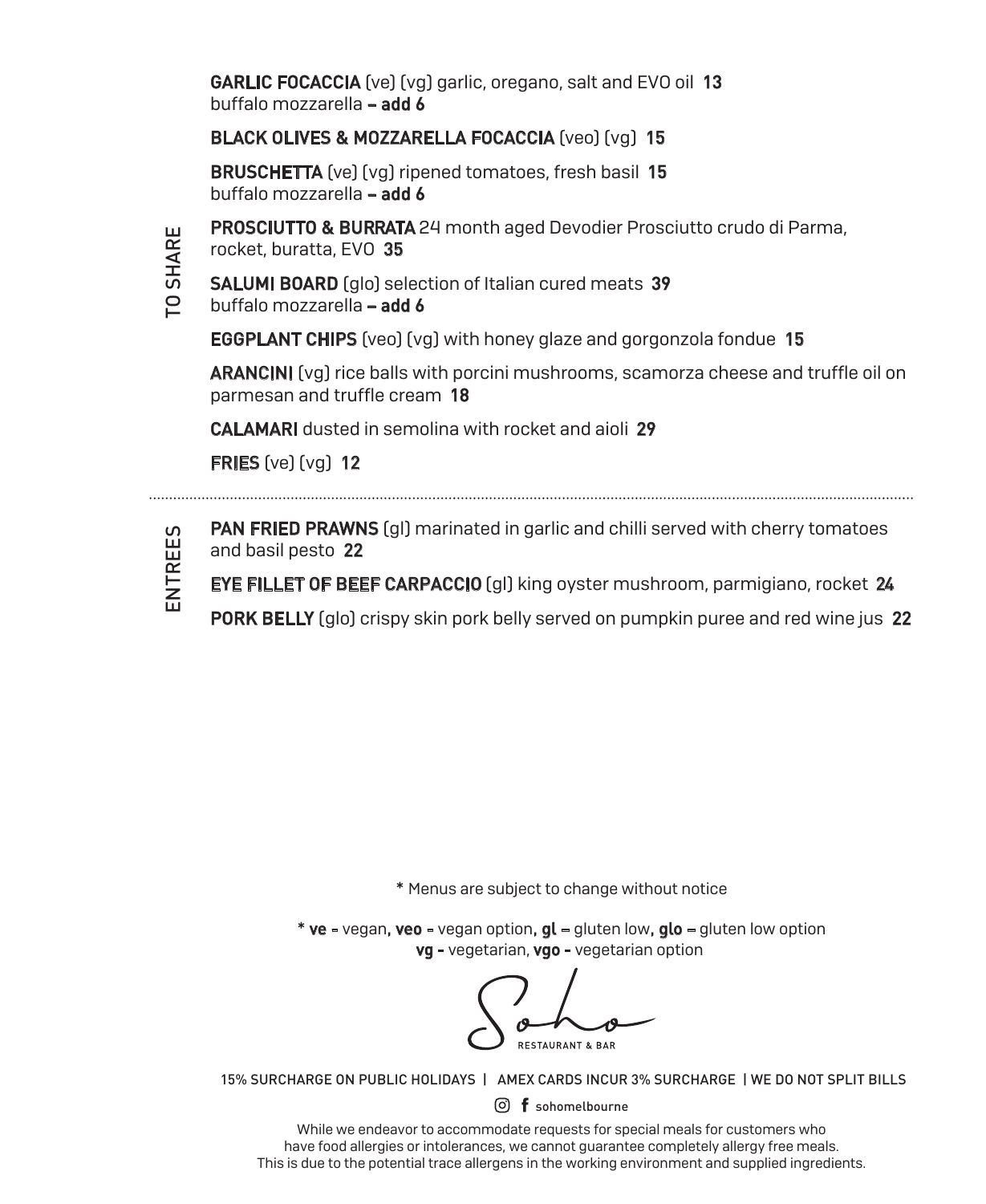## TO SHARE

**GARLIC FOCACCIA** (ve) (vg) garlic, oregano, salt and EVO oil **13**
buffalo mozzarella **– add 6**

**BLACK OLIVES & MOZZARELLA FOCACCIA** (veo) (vg) **15**

**BRUSCHETTA** (ve) (vg) ripened tomatoes, fresh basil **15**
buffalo mozzarella **– add 6**

**PROSCIUTTO & BURRATA** 24 month aged Devodier Prosciutto crudo di Parma, rocket, buratta, EVO **35**

**SALUMI BOARD** (glo) selection of Italian cured meats **39**
buffalo mozzarella **– add 6**

**EGGPLANT CHIPS** (veo) (vg) with honey glaze and gorgonzola fondue **15**

**ARANCINI** (vg) rice balls with porcini mushrooms, scamorza cheese and truffle oil on parmesan and truffle cream **18**

**CALAMARI** dusted in semolina with rocket and aioli **29**

**FRIES** (ve) (vg) **12**

---

## ENTREES

**PAN FRIED PRAWNS** (gl) marinated in garlic and chilli served with cherry tomatoes and basil pesto **22**

**EYE FILLET OF BEEF CARPACCIO** (gl) king oyster mushroom, parmigiano, rocket **24**

**PORK BELLY** (glo) crispy skin pork belly served on pumpkin puree and red wine jus **22**

\* Menus are subject to change without notice

\* **ve** - vegan, **veo** - vegan option, **gl** – gluten low, **glo** – gluten low option
**vg** - vegetarian, **vgo** - vegetarian option

Soho
RESTAURANT & BAR

15% SURCHARGE ON PUBLIC HOLIDAYS | AMEX CARDS INCUR 3% SURCHARGE | WE DO NOT SPLIT BILLS

sohomelbourne

While we endeavor to accommodate requests for special meals for customers who have food allergies or intolerances, we cannot guarantee completely allergy free meals. This is due to the potential trace allergens in the working environment and supplied ingredients.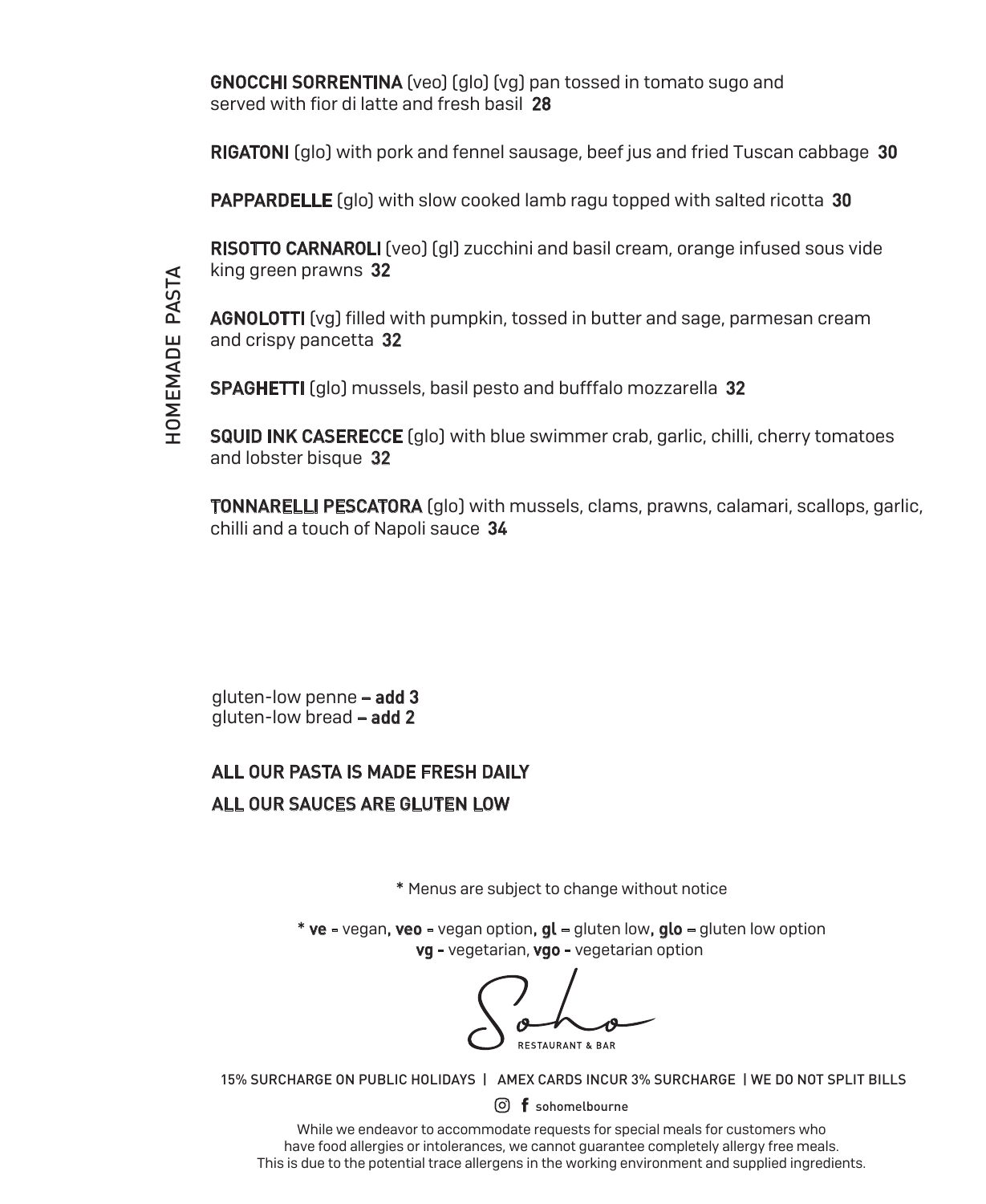## HOMEMADE PASTA

**GNOCCHI SORRENTINA** (veo) (glo) (vg) pan tossed in tomato sugo and served with fior di latte and fresh basil **28**

**RIGATONI** (glo) with pork and fennel sausage, beef jus and fried Tuscan cabbage **30**

**PAPPARDELLE** (glo) with slow cooked lamb ragu topped with salted ricotta **30**

**RISOTTO CARNAROLI** (veo) (gl) zucchini and basil cream, orange infused sous vide king green prawns **32**

**AGNOLOTTI** (vg) filled with pumpkin, tossed in butter and sage, parmesan cream and crispy pancetta **32**

**SPAGHETTI** (glo) mussels, basil pesto and bufffalo mozzarella **32**

**SQUID INK CASERECCE** (glo) with blue swimmer crab, garlic, chilli, cherry tomatoes and lobster bisque **32**

**TONNARELLI PESCATORA** (glo) with mussels, clams, prawns, calamari, scallops, garlic, chilli and a touch of Napoli sauce **34**

gluten-low penne **– add 3**
gluten-low bread **– add 2**

**ALL OUR PASTA IS MADE FRESH DAILY**

**ALL OUR SAUCES ARE GLUTEN LOW**

* Menus are subject to change without notice

* **ve** - vegan, **veo** - vegan option, **gl** – gluten low, **glo** – gluten low option
**vg -** vegetarian, **vgo -** vegetarian option

Soho
RESTAURANT & BAR

15% SURCHARGE ON PUBLIC HOLIDAYS | AMEX CARDS INCUR 3% SURCHARGE | WE DO NOT SPLIT BILLS

sohomelbourne

While we endeavor to accommodate requests for special meals for customers who have food allergies or intolerances, we cannot guarantee completely allergy free meals. This is due to the potential trace allergens in the working environment and supplied ingredients.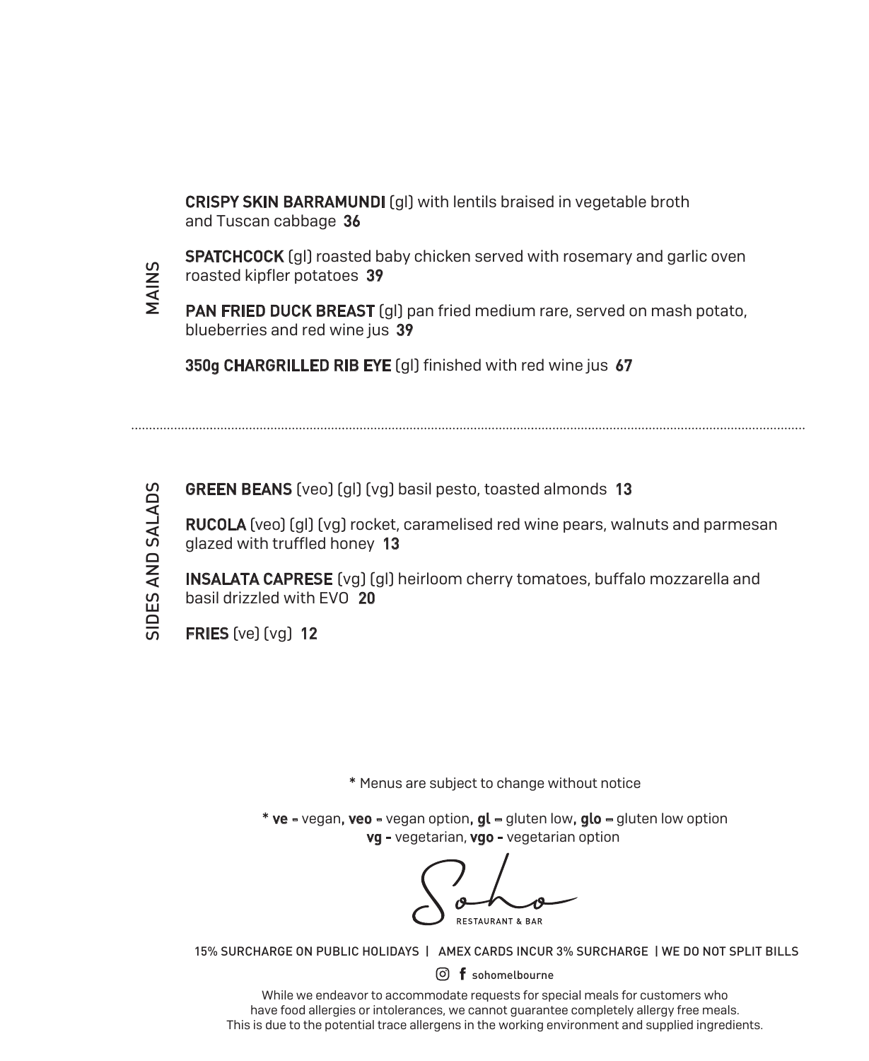## MAINS

**CRISPY SKIN BARRAMUNDI** (gl) with lentils braised in vegetable broth and Tuscan cabbage **36**

**SPATCHCOCK** (gl) roasted baby chicken served with rosemary and garlic oven roasted kipfler potatoes **39**

**PAN FRIED DUCK BREAST** (gl) pan fried medium rare, served on mash potato, blueberries and red wine jus **39**

**350g CHARGRILLED RIB EYE** (gl) finished with red wine jus **67**

---

## SIDES AND SALADS

**GREEN BEANS** (veo) (gl) (vg) basil pesto, toasted almonds **13**

**RUCOLA** (veo) (gl) (vg) rocket, caramelised red wine pears, walnuts and parmesan glazed with truffled honey **13**

**INSALATA CAPRESE** (vg) (gl) heirloom cherry tomatoes, buffalo mozzarella and basil drizzled with EVO **20**

**FRIES** (ve) (vg) **12**

* Menus are subject to change without notice

* **ve** - vegan, **veo** - vegan option, **gl** – gluten low, **glo** – gluten low option
**vg** - vegetarian, **vgo** - vegetarian option

Soho RESTAURANT & BAR

15% SURCHARGE ON PUBLIC HOLIDAYS | AMEX CARDS INCUR 3% SURCHARGE | WE DO NOT SPLIT BILLS

sohomelbourne

While we endeavor to accommodate requests for special meals for customers who have food allergies or intolerances, we cannot guarantee completely allergy free meals. This is due to the potential trace allergens in the working environment and supplied ingredients.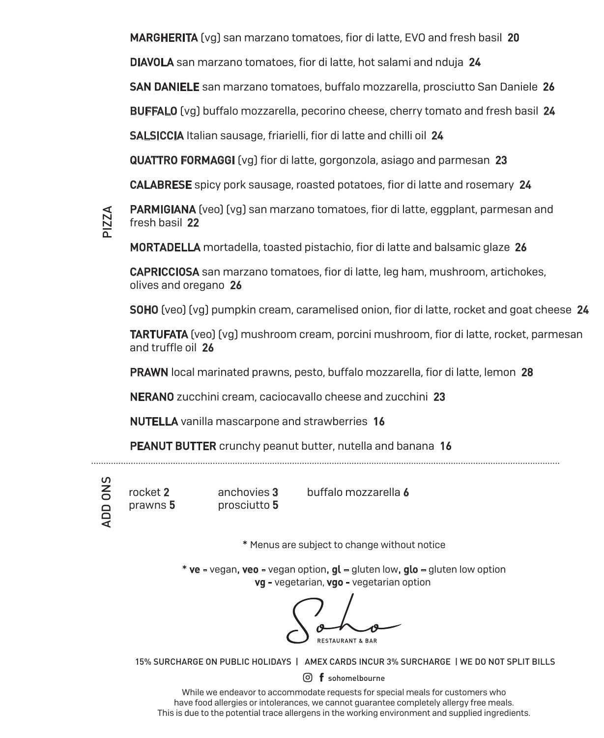## PIZZA

**MARGHERITA** (vg) san marzano tomatoes, fior di latte, EVO and fresh basil **20**

**DIAVOLA** san marzano tomatoes, fior di latte, hot salami and nduja **24**

**SAN DANIELE** san marzano tomatoes, buffalo mozzarella, prosciutto San Daniele **26**

**BUFFALO** (vg) buffalo mozzarella, pecorino cheese, cherry tomato and fresh basil **24**

**SALSICCIA** Italian sausage, friarielli, fior di latte and chilli oil **24**

**QUATTRO FORMAGGI** (vg) fior di latte, gorgonzola, asiago and parmesan **23**

**CALABRESE** spicy pork sausage, roasted potatoes, fior di latte and rosemary **24**

**PARMIGIANA** (veo) (vg) san marzano tomatoes, fior di latte, eggplant, parmesan and fresh basil **22**

**MORTADELLA** mortadella, toasted pistachio, fior di latte and balsamic glaze **26**

**CAPRICCIOSA** san marzano tomatoes, fior di latte, leg ham, mushroom, artichokes, olives and oregano **26**

**SOHO** (veo) (vg) pumpkin cream, caramelised onion, fior di latte, rocket and goat cheese **24**

**TARTUFATA** (veo) (vg) mushroom cream, porcini mushroom, fior di latte, rocket, parmesan and truffle oil **26**

**PRAWN** local marinated prawns, pesto, buffalo mozzarella, fior di latte, lemon **28**

**NERANO** zucchini cream, caciocavallo cheese and zucchini **23**

**NUTELLA** vanilla mascarpone and strawberries **16**

**PEANUT BUTTER** crunchy peanut butter, nutella and banana **16**

## ADD ONS

rocket **2**
prawns **5**
anchovies **3**
prosciutto **5**
buffalo mozzarella **6**

* Menus are subject to change without notice

* **ve** - vegan, **veo** - vegan option, **gl** – gluten low, **glo** – gluten low option
**vg** - vegetarian, **vgo** - vegetarian option

Soho
RESTAURANT & BAR

15% SURCHARGE ON PUBLIC HOLIDAYS | AMEX CARDS INCUR 3% SURCHARGE | WE DO NOT SPLIT BILLS

sohomelbourne

While we endeavor to accommodate requests for special meals for customers who have food allergies or intolerances, we cannot guarantee completely allergy free meals. This is due to the potential trace allergens in the working environment and supplied ingredients.